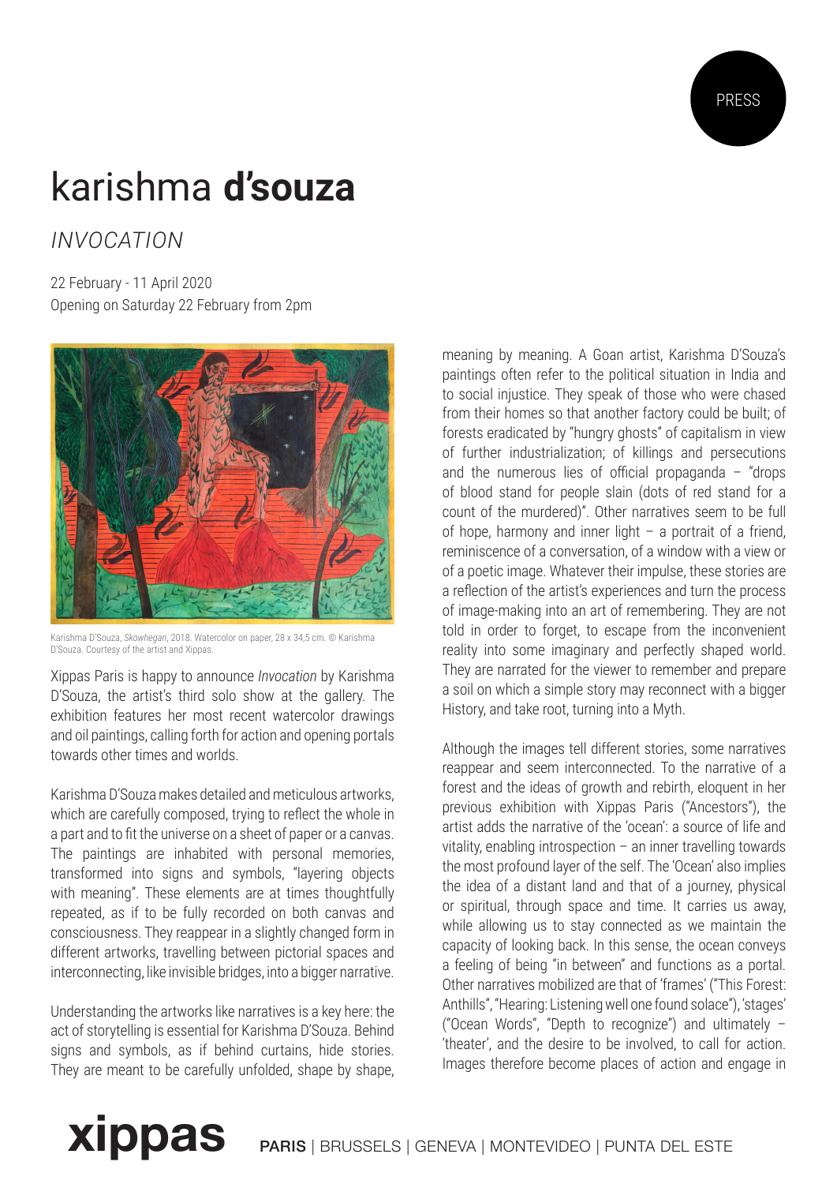PRESS

# karishma **d'souza**

## *INVOCATION*

22 February - 11 April 2020
Opening on Saturday 22 February from 2pm

Karishma D'Souza, *Skowhegan*, 2018. Watercolor on paper, 28 x 34,5 cm. © Karishma D'Souza. Courtesy of the artist and Xippas.

Xippas Paris is happy to announce *Invocation* by Karishma D'Souza, the artist's third solo show at the gallery. The exhibition features her most recent watercolor drawings and oil paintings, calling forth for action and opening portals towards other times and worlds.

Karishma D'Souza makes detailed and meticulous artworks, which are carefully composed, trying to reflect the whole in a part and to fit the universe on a sheet of paper or a canvas. The paintings are inhabited with personal memories, transformed into signs and symbols, "layering objects with meaning". These elements are at times thoughtfully repeated, as if to be fully recorded on both canvas and consciousness. They reappear in a slightly changed form in different artworks, travelling between pictorial spaces and interconnecting, like invisible bridges, into a bigger narrative.

Understanding the artworks like narratives is a key here: the act of storytelling is essential for Karishma D'Souza. Behind signs and symbols, as if behind curtains, hide stories. They are meant to be carefully unfolded, shape by shape, meaning by meaning. A Goan artist, Karishma D'Souza's paintings often refer to the political situation in India and to social injustice. They speak of those who were chased from their homes so that another factory could be built; of forests eradicated by "hungry ghosts" of capitalism in view of further industrialization; of killings and persecutions and the numerous lies of official propaganda – "drops of blood stand for people slain (dots of red stand for a count of the murdered)". Other narratives seem to be full of hope, harmony and inner light – a portrait of a friend, reminiscence of a conversation, of a window with a view or of a poetic image. Whatever their impulse, these stories are a reflection of the artist's experiences and turn the process of image-making into an art of remembering. They are not told in order to forget, to escape from the inconvenient reality into some imaginary and perfectly shaped world. They are narrated for the viewer to remember and prepare a soil on which a simple story may reconnect with a bigger History, and take root, turning into a Myth.

Although the images tell different stories, some narratives reappear and seem interconnected. To the narrative of a forest and the ideas of growth and rebirth, eloquent in her previous exhibition with Xippas Paris ("Ancestors"), the artist adds the narrative of the 'ocean': a source of life and vitality, enabling introspection – an inner travelling towards the most profound layer of the self. The 'Ocean' also implies the idea of a distant land and that of a journey, physical or spiritual, through space and time. It carries us away, while allowing us to stay connected as we maintain the capacity of looking back. In this sense, the ocean conveys a feeling of being "in between" and functions as a portal. Other narratives mobilized are that of 'frames' ("This Forest: Anthills", "Hearing: Listening well one found solace"), 'stages' ("Ocean Words", "Depth to recognize") and ultimately – 'theater', and the desire to be involved, to call for action. Images therefore become places of action and engage in

**xippas** **PARIS** | BRUSSELS | GENEVA | MONTEVIDEO | PUNTA DEL ESTE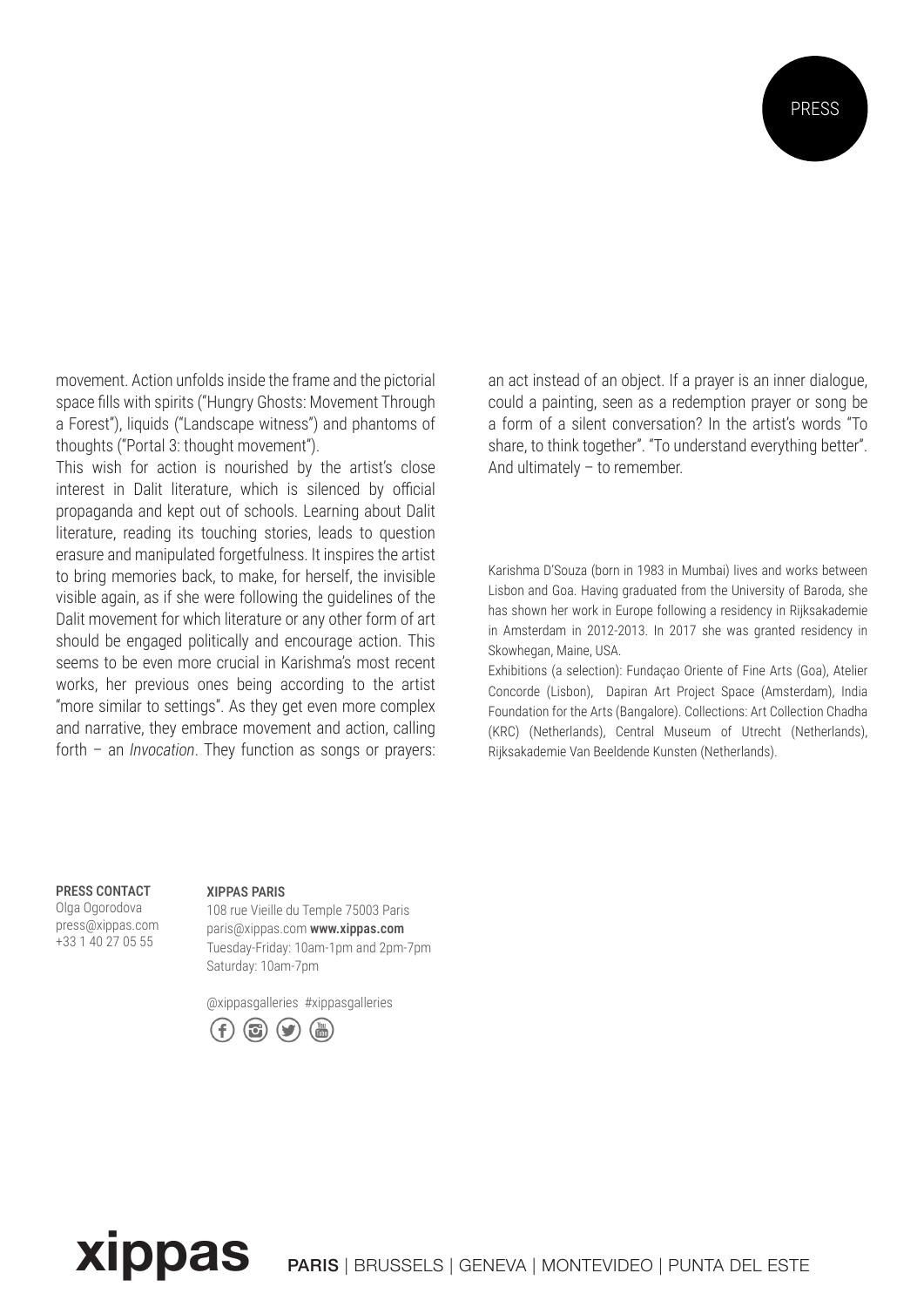PRESS

movement. Action unfolds inside the frame and the pictorial space fills with spirits ("Hungry Ghosts: Movement Through a Forest"), liquids ("Landscape witness") and phantoms of thoughts ("Portal 3: thought movement").

This wish for action is nourished by the artist's close interest in Dalit literature, which is silenced by official propaganda and kept out of schools. Learning about Dalit literature, reading its touching stories, leads to question erasure and manipulated forgetfulness. It inspires the artist to bring memories back, to make, for herself, the invisible visible again, as if she were following the guidelines of the Dalit movement for which literature or any other form of art should be engaged politically and encourage action. This seems to be even more crucial in Karishma's most recent works, her previous ones being according to the artist "more similar to settings". As they get even more complex and narrative, they embrace movement and action, calling forth – an *Invocation*. They function as songs or prayers: an act instead of an object. If a prayer is an inner dialogue, could a painting, seen as a redemption prayer or song be a form of a silent conversation? In the artist's words "To share, to think together". "To understand everything better". And ultimately – to remember.

Karishma D'Souza (born in 1983 in Mumbai) lives and works between Lisbon and Goa. Having graduated from the University of Baroda, she has shown her work in Europe following a residency in Rijksakademie in Amsterdam in 2012-2013. In 2017 she was granted residency in Skowhegan, Maine, USA.

Exhibitions (a selection): Fundaçao Oriente of Fine Arts (Goa), Atelier Concorde (Lisbon), Dapiran Art Project Space (Amsterdam), India Foundation for the Arts (Bangalore). Collections: Art Collection Chadha (KRC) (Netherlands), Central Museum of Utrecht (Netherlands), Rijksakademie Van Beeldende Kunsten (Netherlands).

**PRESS CONTACT**
Olga Ogorodova
press@xippas.com
+33 1 40 27 05 55

**XIPPAS PARIS**
108 rue Vieille du Temple 75003 Paris
paris@xippas.com **www.xippas.com**
Tuesday-Friday: 10am-1pm and 2pm-7pm
Saturday: 10am-7pm

@xippasgalleries #xippasgalleries

**xippas** PARIS | BRUSSELS | GENEVA | MONTEVIDEO | PUNTA DEL ESTE